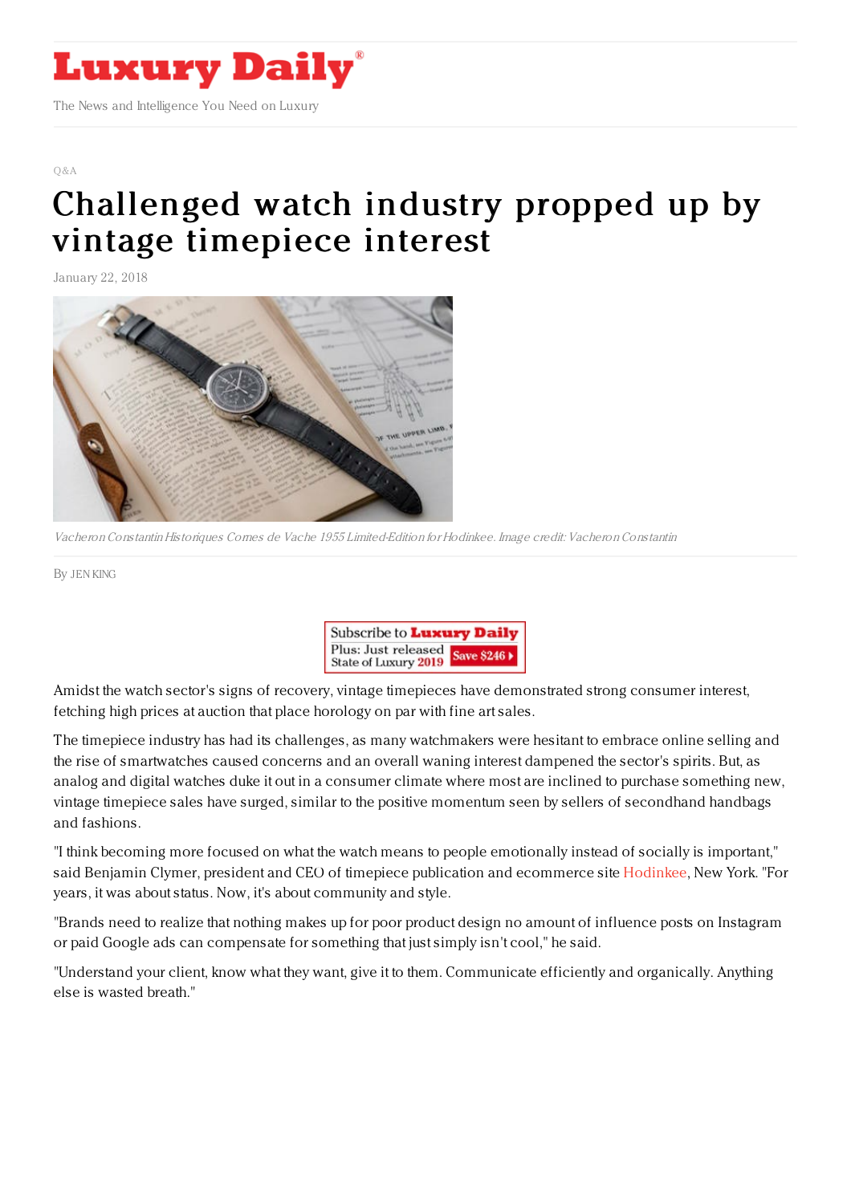Q&A

# Challenged watch industry propped up by vintage timepiece interest

January 22, 2018

*Vacheron Constantin Historiques Cornes de Vache 1955 Limited-Edition for Hodinkee. Image credit: Vacheron Constantin*

By JEN KING

Amidst the watch sector's signs of recovery, vintage timepieces have demonstrated strong consumer interest, fetching high prices at auction that place horology on par with fine art sales.

The timepiece industry has had its challenges, as many watchmakers were hesitant to embrace online selling and the rise of smartwatches caused concerns and an overall waning interest dampened the sector's spirits. But, as analog and digital watches duke it out in a consumer climate where most are inclined to purchase something new, vintage timepiece sales have surged, similar to the positive momentum seen by sellers of secondhand handbags and fashions.

"I think becoming more focused on what the watch means to people emotionally instead of socially is important," said Benjamin Clymer, president and CEO of timepiece publication and ecommerce site Hodinkee, New York. "For years, it was about status. Now, it's about community and style.

"Brands need to realize that nothing makes up for poor product design no amount of influence posts on Instagram or paid Google ads can compensate for something that just simply isn't cool," he said.

"Understand your client, know what they want, give it to them. Communicate efficiently and organically. Anything else is wasted breath."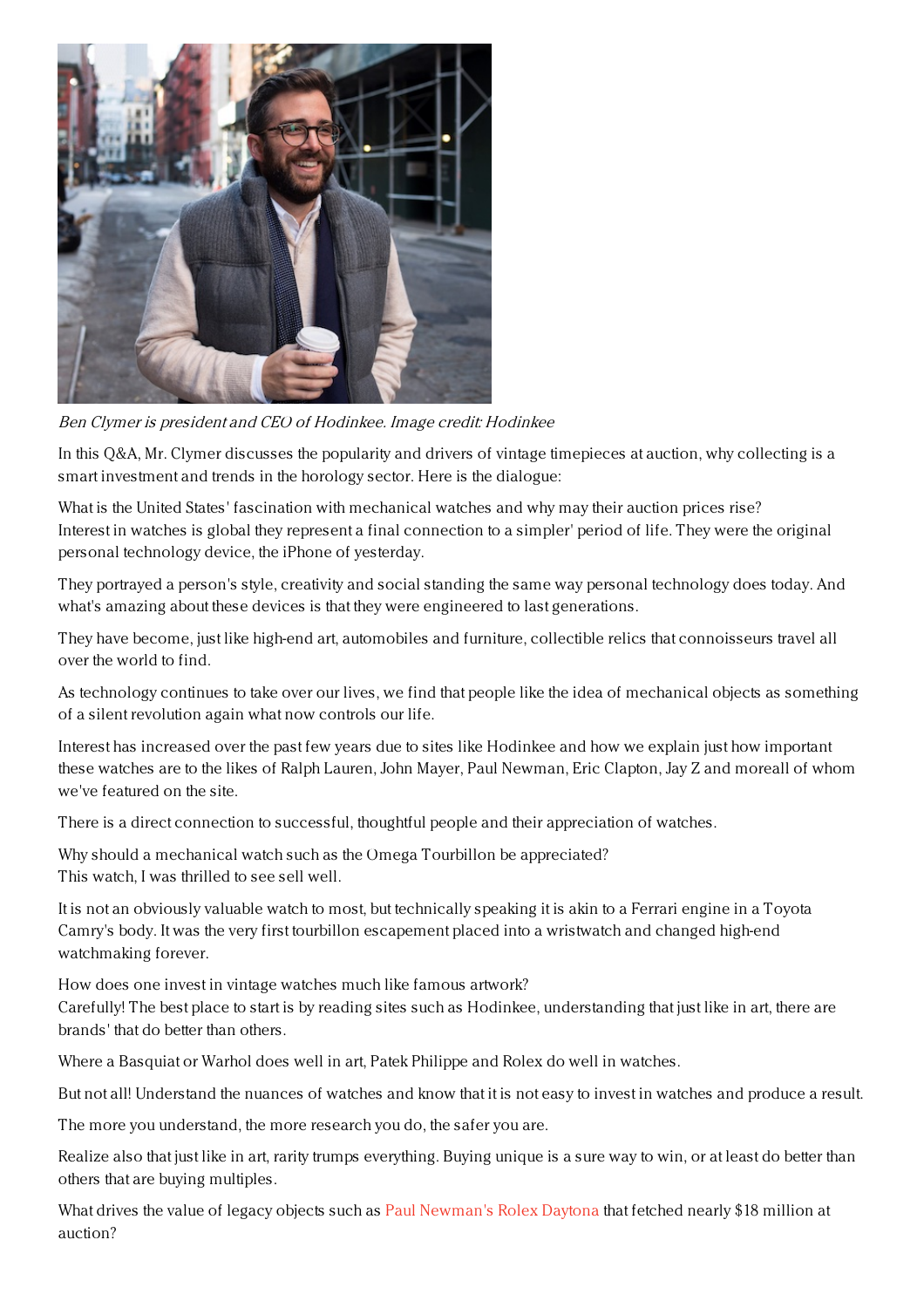*Ben Clymer is president and CEO of Hodinkee. Image credit: Hodinkee*

In this Q&A, Mr. Clymer discusses the popularity and drivers of vintage timepieces at auction, why collecting is a smart investment and trends in the horology sector. Here is the dialogue:

What is the United States' fascination with mechanical watches and why may their auction prices rise?
Interest in watches is global they represent a final connection to a simpler' period of life. They were the original personal technology device, the iPhone of yesterday.

They portrayed a person's style, creativity and social standing the same way personal technology does today. And what's amazing about these devices is that they were engineered to last generations.

They have become, just like high-end art, automobiles and furniture, collectible relics that connoisseurs travel all over the world to find.

As technology continues to take over our lives, we find that people like the idea of mechanical objects as something of a silent revolution again what now controls our life.

Interest has increased over the past few years due to sites like Hodinkee and how we explain just how important these watches are to the likes of Ralph Lauren, John Mayer, Paul Newman, Eric Clapton, Jay Z and moreall of whom we've featured on the site.

There is a direct connection to successful, thoughtful people and their appreciation of watches.

Why should a mechanical watch such as the Omega Tourbillon be appreciated?
This watch, I was thrilled to see sell well.

It is not an obviously valuable watch to most, but technically speaking it is akin to a Ferrari engine in a Toyota Camry's body. It was the very first tourbillon escapement placed into a wristwatch and changed high-end watchmaking forever.

How does one invest in vintage watches much like famous artwork?
Carefully! The best place to start is by reading sites such as Hodinkee, understanding that just like in art, there are brands' that do better than others.

Where a Basquiat or Warhol does well in art, Patek Philippe and Rolex do well in watches.

But not all! Understand the nuances of watches and know that it is not easy to invest in watches and produce a result.

The more you understand, the more research you do, the safer you are.

Realize also that just like in art, rarity trumps everything. Buying unique is a sure way to win, or at least do better than others that are buying multiples.

What drives the value of legacy objects such as Paul Newman's Rolex Daytona that fetched nearly $18 million at auction?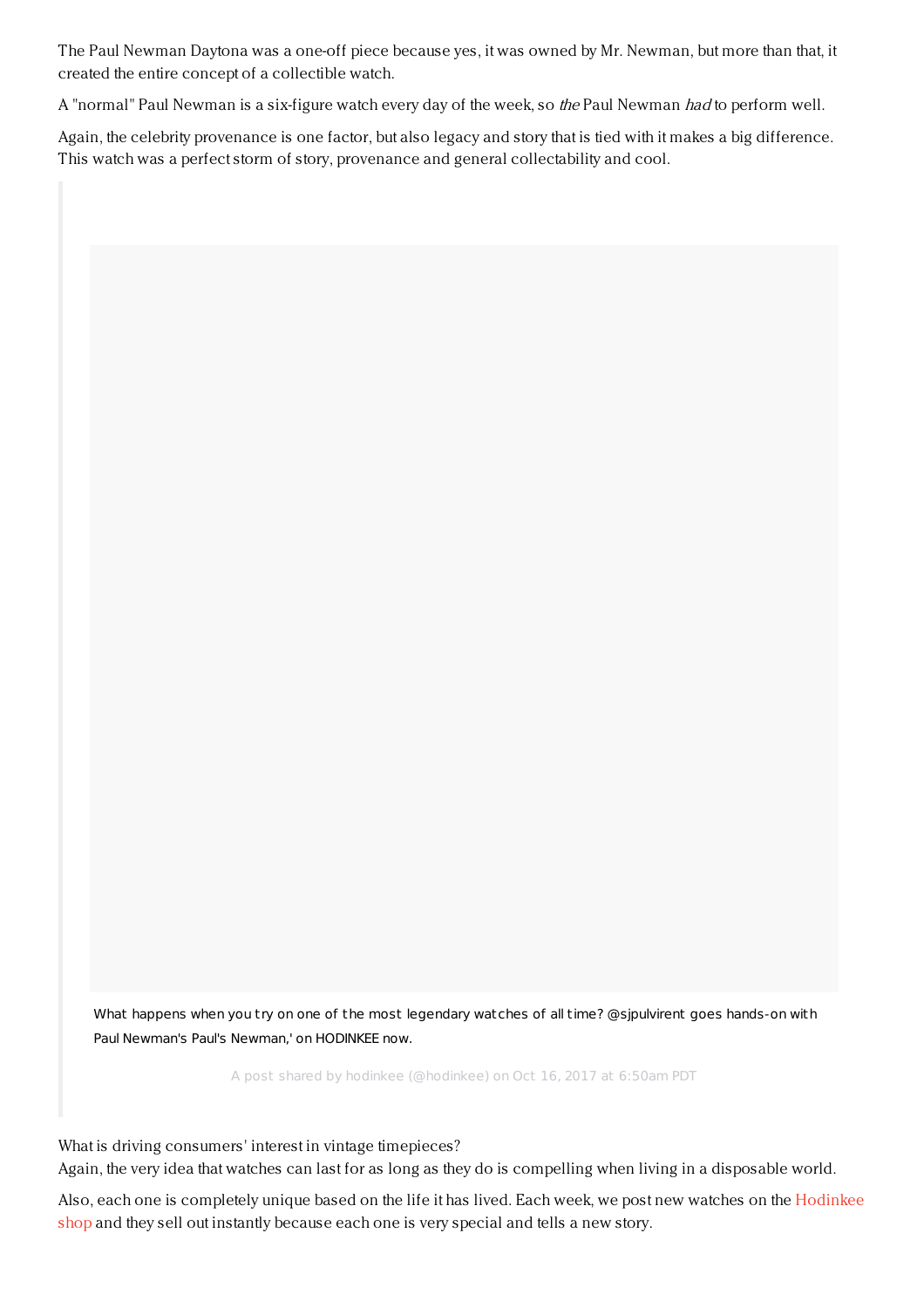The Paul Newman Daytona was a one-off piece because yes, it was owned by Mr. Newman, but more than that, it created the entire concept of a collectible watch.

A "normal" Paul Newman is a six-figure watch every day of the week, so *the* Paul Newman *had* to perform well.

Again, the celebrity provenance is one factor, but also legacy and story that is tied with it makes a big difference. This watch was a perfect storm of story, provenance and general collectability and cool.

> What happens when you try on one of the most legendary watches of all time? @sjpulvirent goes hands-on with Paul Newman's Paul's Newman,' on HODINKEE now.
>
> A post shared by hodinkee (@hodinkee) on Oct 16, 2017 at 6:50am PDT

What is driving consumers' interest in vintage timepieces?
Again, the very idea that watches can last for as long as they do is compelling when living in a disposable world.

Also, each one is completely unique based on the life it has lived. Each week, we post new watches on the Hodinkee shop and they sell out instantly because each one is very special and tells a new story.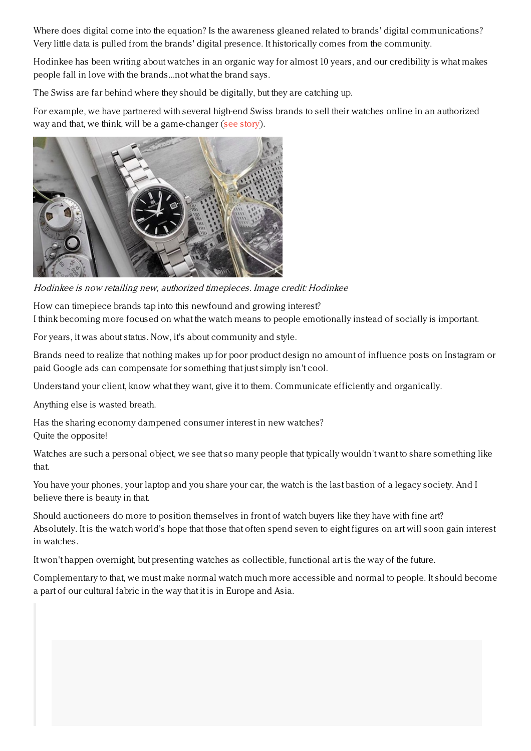Where does digital come into the equation? Is the awareness gleaned related to brands' digital communications?
Very little data is pulled from the brands' digital presence. It historically comes from the community.

Hodinkee has been writing about watches in an organic way for almost 10 years, and our credibility is what makes people fall in love with the brands...not what the brand says.

The Swiss are far behind where they should be digitally, but they are catching up.

For example, we have partnered with several high-end Swiss brands to sell their watches online in an authorized way and that, we think, will be a game-changer (see story).

*Hodinkee is now retailing new, authorized timepieces. Image credit: Hodinkee*

How can timepiece brands tap into this newfound and growing interest?
I think becoming more focused on what the watch means to people emotionally instead of socially is important.

For years, it was about status. Now, it's about community and style.

Brands need to realize that nothing makes up for poor product design no amount of influence posts on Instagram or paid Google ads can compensate for something that just simply isn't cool.

Understand your client, know what they want, give it to them. Communicate efficiently and organically.

Anything else is wasted breath.

Has the sharing economy dampened consumer interest in new watches?
Quite the opposite!

Watches are such a personal object, we see that so many people that typically wouldn't want to share something like that.

You have your phones, your laptop and you share your car, the watch is the last bastion of a legacy society. And I believe there is beauty in that.

Should auctioneers do more to position themselves in front of watch buyers like they have with fine art?
Absolutely. It is the watch world's hope that those that often spend seven to eight figures on art will soon gain interest in watches.

It won't happen overnight, but presenting watches as collectible, functional art is the way of the future.

Complementary to that, we must make normal watch much more accessible and normal to people. It should become a part of our cultural fabric in the way that it is in Europe and Asia.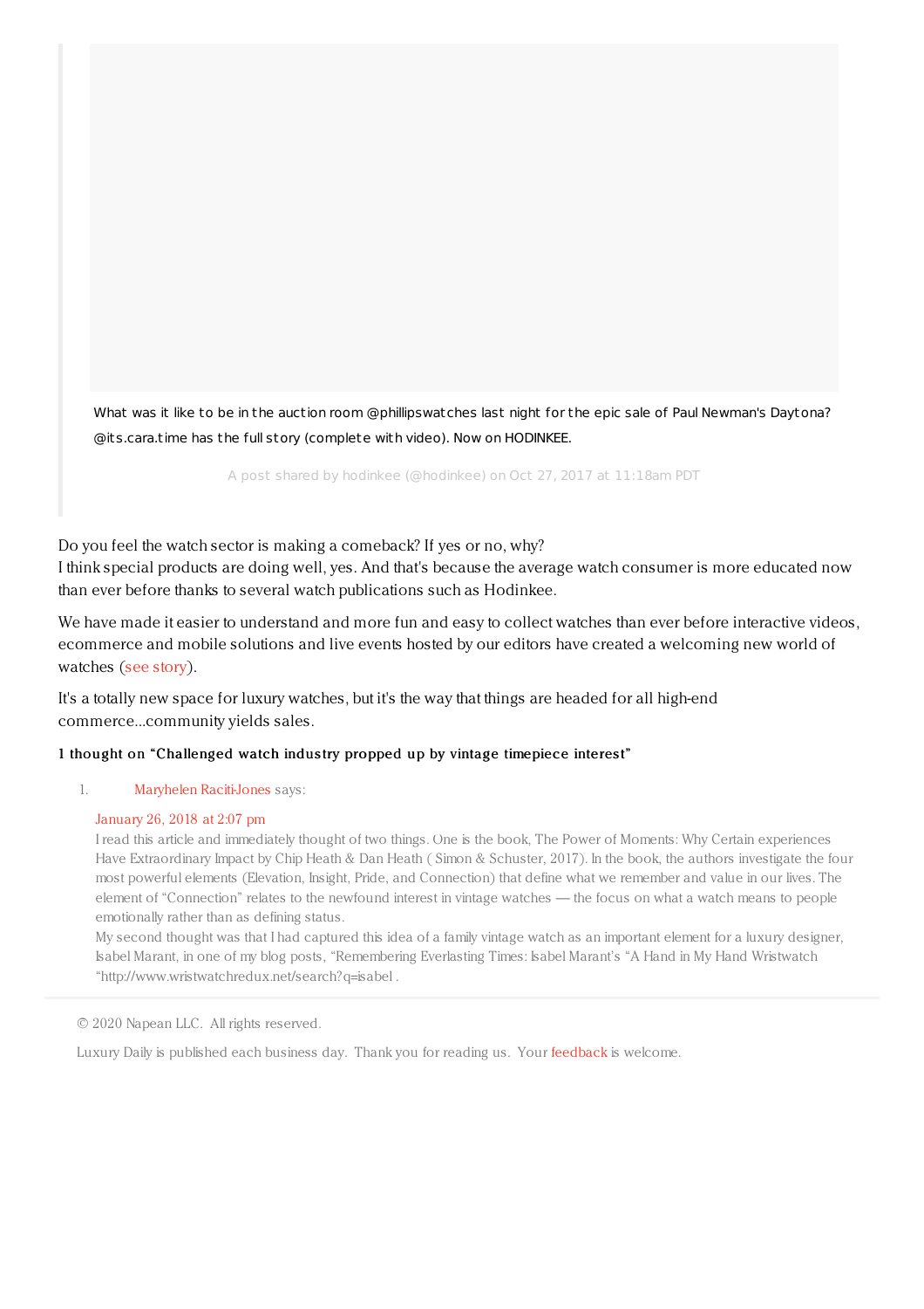> What was it like to be in the auction room @phillipswatches last night for the epic sale of Paul Newman's Daytona? @its.cara.time has the full story (complete with video). Now on HODINKEE.
>
> A post shared by hodinkee (@hodinkee) on Oct 27, 2017 at 11:18am PDT

Do you feel the watch sector is making a comeback? If yes or no, why?
I think special products are doing well, yes. And that's because the average watch consumer is more educated now than ever before thanks to several watch publications such as Hodinkee.

We have made it easier to understand and more fun and easy to collect watches than ever before interactive videos, ecommerce and mobile solutions and live events hosted by our editors have created a welcoming new world of watches (see story).

It's a totally new space for luxury watches, but it's the way that things are headed for all high-end commerce...community yields sales.

#### 1 thought on "Challenged watch industry propped up by vintage timepiece interest"

1. Maryhelen Raciti-Jones says:

   January 26, 2018 at 2:07 pm

   I read this article and immediately thought of two things. One is the book, The Power of Moments: Why Certain experiences Have Extraordinary Impact by Chip Heath & Dan Heath ( Simon & Schuster, 2017). In the book, the authors investigate the four most powerful elements (Elevation, Insight, Pride, and Connection) that define what we remember and value in our lives. The element of "Connection" relates to the newfound interest in vintage watches — the focus on what a watch means to people emotionally rather than as defining status.
   My second thought was that I had captured this idea of a family vintage watch as an important element for a luxury designer, Isabel Marant, in one of my blog posts, "Remembering Everlasting Times: Isabel Marant's "A Hand in My Hand Wristwatch "http://www.wristwatchredux.net/search?q=isabel .

© 2020 Napean LLC. All rights reserved.

Luxury Daily is published each business day. Thank you for reading us. Your feedback is welcome.